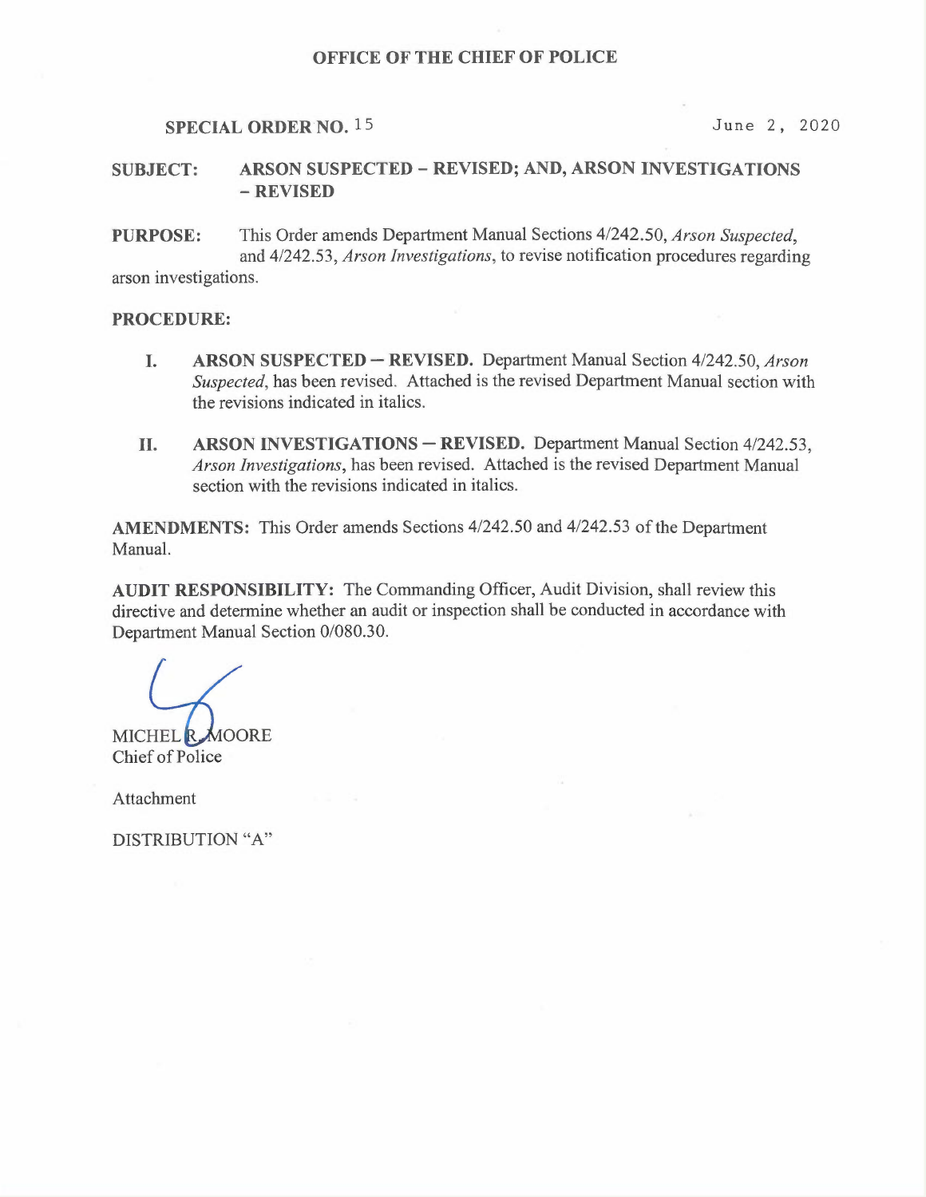**OFFICE OF THE CHIEF OF POLICE**

**SPECIAL ORDER NO.** 15 June 2, 2020

**SUBJECT:** **ARSON SUSPECTED – REVISED; AND, ARSON INVESTIGATIONS – REVISED**

**PURPOSE:** This Order amends Department Manual Sections 4/242.50, *Arson Suspected*, and 4/242.53, *Arson Investigations*, to revise notification procedures regarding arson investigations.

**PROCEDURE:**

I. **ARSON SUSPECTED – REVISED.** Department Manual Section 4/242.50, *Arson Suspected*, has been revised. Attached is the revised Department Manual section with the revisions indicated in italics.

II. **ARSON INVESTIGATIONS – REVISED.** Department Manual Section 4/242.53, *Arson Investigations*, has been revised. Attached is the revised Department Manual section with the revisions indicated in italics.

**AMENDMENTS:** This Order amends Sections 4/242.50 and 4/242.53 of the Department Manual.

**AUDIT RESPONSIBILITY:** The Commanding Officer, Audit Division, shall review this directive and determine whether an audit or inspection shall be conducted in accordance with Department Manual Section 0/080.30.

MICHEL R. MOORE
Chief of Police

Attachment

DISTRIBUTION "A"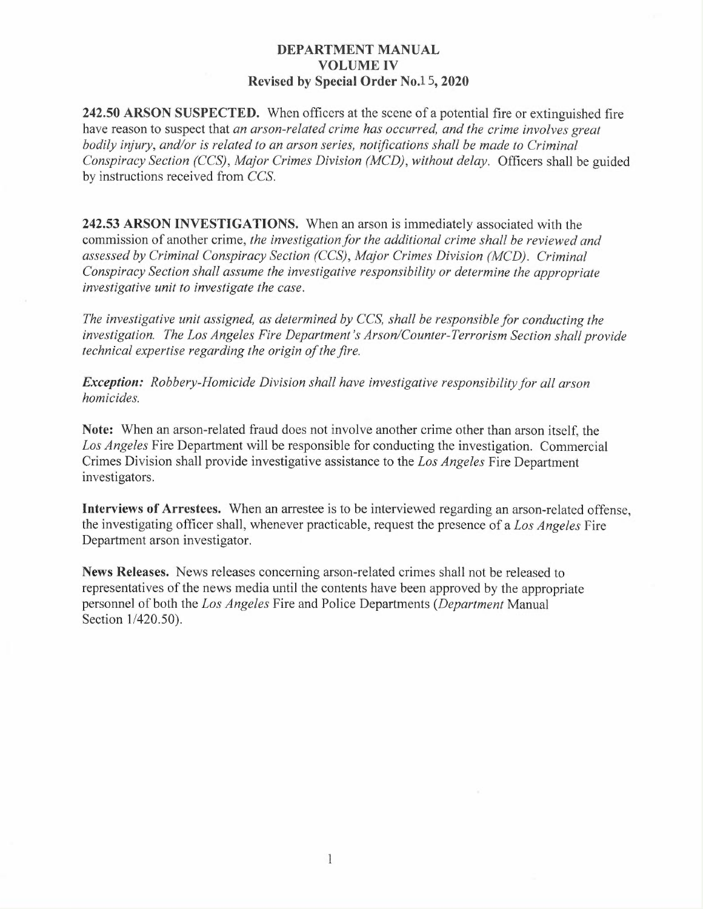**DEPARTMENT MANUAL**
**VOLUME IV**
**Revised by Special Order No.15, 2020**

**242.50 ARSON SUSPECTED.** When officers at the scene of a potential fire or extinguished fire have reason to suspect that *an arson-related crime has occurred, and the crime involves great bodily injury, and/or is related to an arson series, notifications shall be made to Criminal Conspiracy Section (CCS), Major Crimes Division (MCD), without delay.* Officers shall be guided by instructions received from *CCS.*

**242.53 ARSON INVESTIGATIONS.** When an arson is immediately associated with the commission of another crime, *the investigation for the additional crime shall be reviewed and assessed by Criminal Conspiracy Section (CCS), Major Crimes Division (MCD). Criminal Conspiracy Section shall assume the investigative responsibility or determine the appropriate investigative unit to investigate the case.*

*The investigative unit assigned, as determined by CCS, shall be responsible for conducting the investigation. The Los Angeles Fire Department's Arson/Counter-Terrorism Section shall provide technical expertise regarding the origin of the fire.*

***Exception:*** *Robbery-Homicide Division shall have investigative responsibility for all arson homicides.*

**Note:** When an arson-related fraud does not involve another crime other than arson itself, the *Los Angeles* Fire Department will be responsible for conducting the investigation. Commercial Crimes Division shall provide investigative assistance to the *Los Angeles* Fire Department investigators.

**Interviews of Arrestees.** When an arrestee is to be interviewed regarding an arson-related offense, the investigating officer shall, whenever practicable, request the presence of a *Los Angeles* Fire Department arson investigator.

**News Releases.** News releases concerning arson-related crimes shall not be released to representatives of the news media until the contents have been approved by the appropriate personnel of both the *Los Angeles* Fire and Police Departments (*Department* Manual Section 1/420.50).